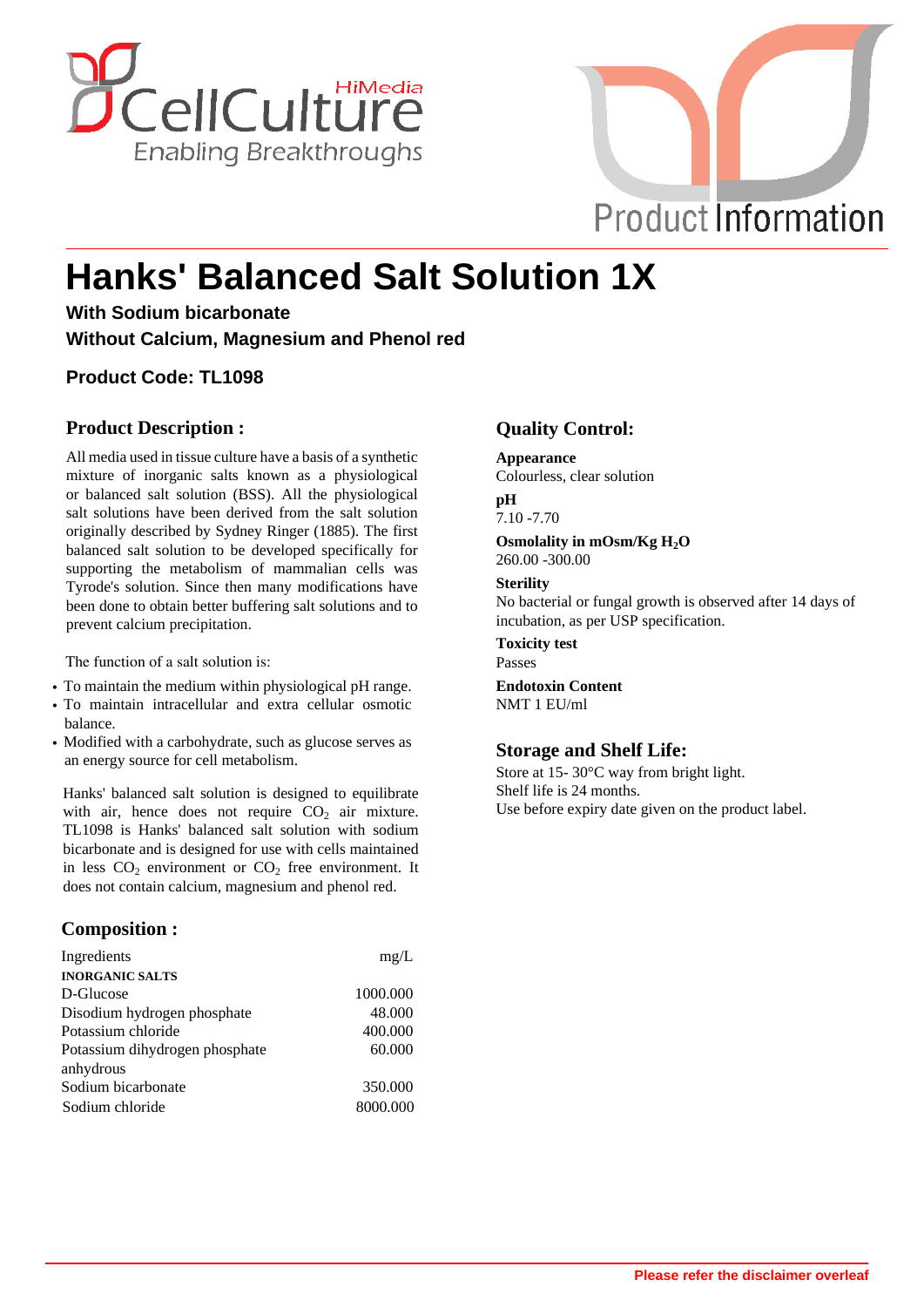# Hanks' Balanced Salt Solution 1X

**With Sodium bicarbonate**

**Without Calcium, Magnesium and Phenol red**

**Product Code: TL1098**

## Product Description :

All media used in tissue culture have a basis of a synthetic mixture of inorganic salts known as a physiological or balanced salt solution (BSS). All the physiological salt solutions have been derived from the salt solution originally described by Sydney Ringer (1885). The first balanced salt solution to be developed specifically for supporting the metabolism of mammalian cells was Tyrode's solution. Since then many modifications have been done to obtain better buffering salt solutions and to prevent calcium precipitation.

The function of a salt solution is:

- To maintain the medium within physiological pH range.
- To maintain intracellular and extra cellular osmotic balance.
- Modified with a carbohydrate, such as glucose serves as an energy source for cell metabolism.

Hanks' balanced salt solution is designed to equilibrate with air, hence does not require $CO_2$ air mixture. TL1098 is Hanks' balanced salt solution with sodium bicarbonate and is designed for use with cells maintained in less $CO_2$ environment or $CO_2$ free environment. It does not contain calcium, magnesium and phenol red.

## Composition :

| Ingredients | mg/L |
|---|---|
| **INORGANIC SALTS** | |
| D-Glucose | 1000.000 |
| Disodium hydrogen phosphate | 48.000 |
| Potassium chloride | 400.000 |
| Potassium dihydrogen phosphate anhydrous | 60.000 |
| Sodium bicarbonate | 350.000 |
| Sodium chloride | 8000.000 |

## Quality Control:

**Appearance**
Colourless, clear solution

**pH**
7.10 -7.70

**Osmolality in mOsm/Kg $H_2O$**
260.00 -300.00

**Sterility**
No bacterial or fungal growth is observed after 14 days of incubation, as per USP specification.

**Toxicity test**
Passes

**Endotoxin Content**
NMT 1 EU/ml

## Storage and Shelf Life:

Store at 15- 30°C way from bright light.
Shelf life is 24 months.
Use before expiry date given on the product label.

**Please refer the disclaimer overleaf**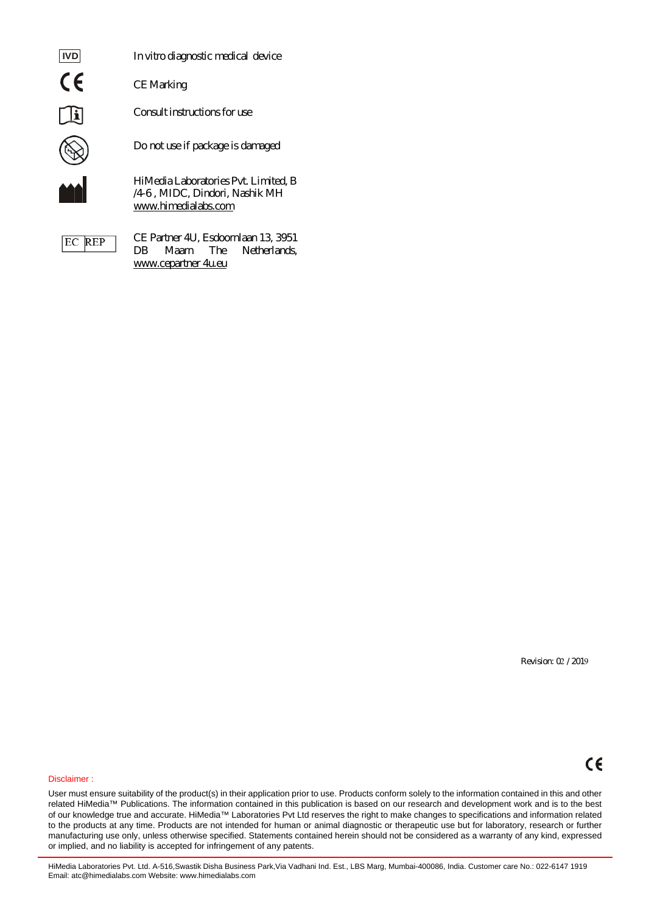| | |
|---|---|
| IVD | In vitro diagnostic medical device |
| CE | CE Marking |
| | Consult instructions for use |
| | Do not use if package is damaged |
| | HiMedia Laboratories Pvt. Limited, B /4-6 , MIDC, Dindori, Nashik MH www.himedialabs.com |
| EC REP | CE Partner 4U, Esdoornlaan 13, 3951 DB Maarn The Netherlands, www.cepartner 4u.eu |

Revision: 02 / 2019

CE

Disclaimer :

User must ensure suitability of the product(s) in their application prior to use. Products conform solely to the information contained in this and other related HiMedia™ Publications. The information contained in this publication is based on our research and development work and is to the best of our knowledge true and accurate. HiMedia™ Laboratories Pvt Ltd reserves the right to make changes to specifications and information related to the products at any time. Products are not intended for human or animal diagnostic or therapeutic use but for laboratory, research or further manufacturing use only, unless otherwise specified. Statements contained herein should not be considered as a warranty of any kind, expressed or implied, and no liability is accepted for infringement of any patents.

HiMedia Laboratories Pvt. Ltd. A-516,Swastik Disha Business Park,Via Vadhani Ind. Est., LBS Marg, Mumbai-400086, India. Customer care No.: 022-6147 1919 Email: atc@himedialabs.com Website: www.himedialabs.com